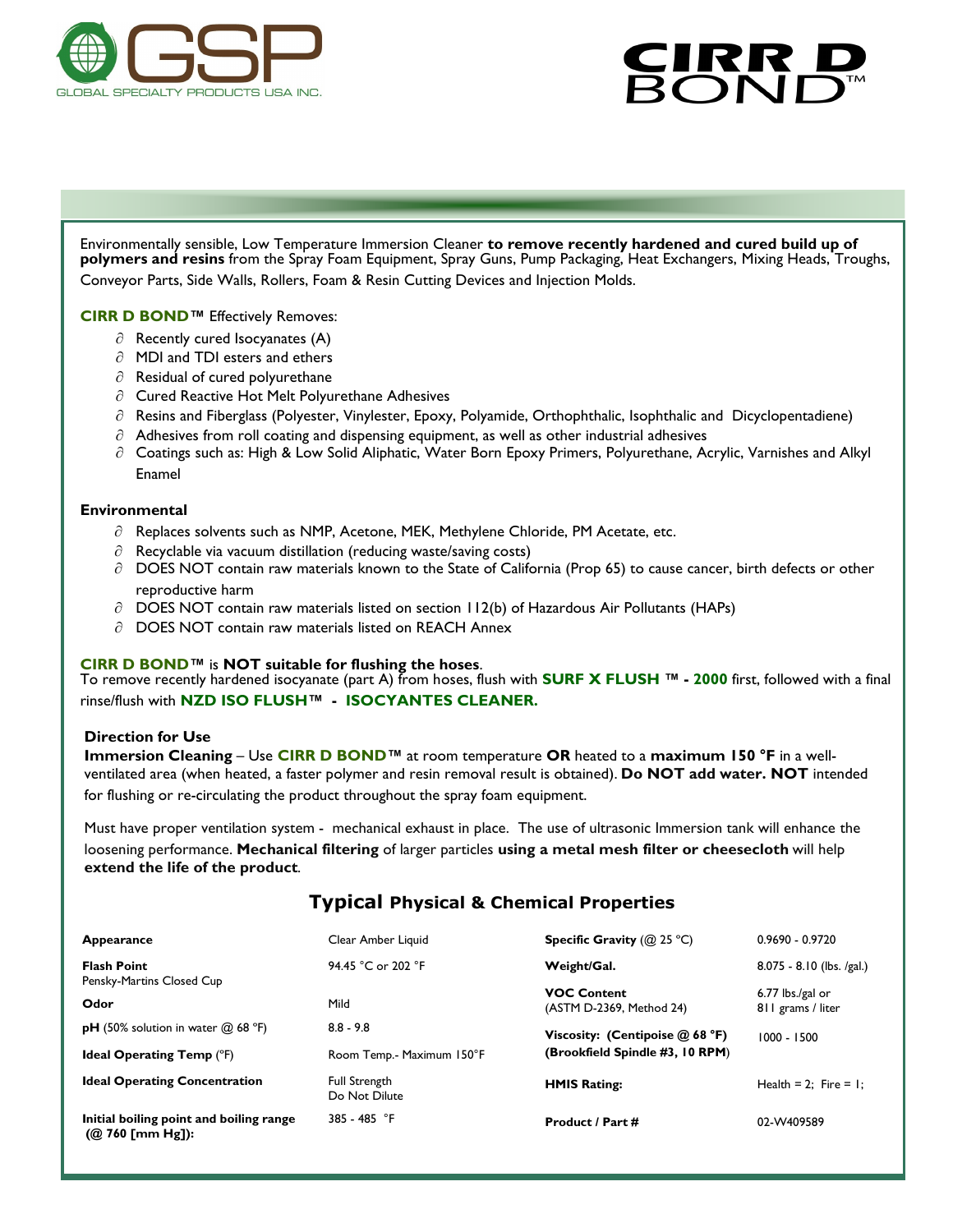GSP
GLOBAL SPECIALTY PRODUCTS USA INC.

# CIRR D BOND™

Environmentally sensible, Low Temperature Immersion Cleaner **to remove recently hardened and cured build up of polymers and resins** from the Spray Foam Equipment, Spray Guns, Pump Packaging, Heat Exchangers, Mixing Heads, Troughs, Conveyor Parts, Side Walls, Rollers, Foam & Resin Cutting Devices and Injection Molds.

**CIRR D BOND™** Effectively Removes:

- Recently cured Isocyanates (A)
- MDI and TDI esters and ethers
- Residual of cured polyurethane
- Cured Reactive Hot Melt Polyurethane Adhesives
- Resins and Fiberglass (Polyester, Vinylester, Epoxy, Polyamide, Orthophthalic, Isophthalic and Dicyclopentadiene)
- Adhesives from roll coating and dispensing equipment, as well as other industrial adhesives
- Coatings such as: High & Low Solid Aliphatic, Water Born Epoxy Primers, Polyurethane, Acrylic, Varnishes and Alkyl Enamel

**Environmental**

- Replaces solvents such as NMP, Acetone, MEK, Methylene Chloride, PM Acetate, etc.
- Recyclable via vacuum distillation (reducing waste/saving costs)
- DOES NOT contain raw materials known to the State of California (Prop 65) to cause cancer, birth defects or other reproductive harm
- DOES NOT contain raw materials listed on section 112(b) of Hazardous Air Pollutants (HAPs)
- DOES NOT contain raw materials listed on REACH Annex

**CIRR D BOND™** is **NOT suitable for flushing the hoses**.
To remove recently hardened isocyanate (part A) from hoses, flush with **SURF X FLUSH ™ - 2000** first, followed with a final rinse/flush with **NZD ISO FLUSH™ - ISOCYANTES CLEANER.**

**Direction for Use**

**Immersion Cleaning** – Use **CIRR D BOND™** at room temperature **OR** heated to a **maximum 150 °F** in a well-ventilated area (when heated, a faster polymer and resin removal result is obtained). **Do NOT add water. NOT** intended for flushing or re-circulating the product throughout the spray foam equipment.

Must have proper ventilation system - mechanical exhaust in place. The use of ultrasonic Immersion tank will enhance the loosening performance. **Mechanical filtering** of larger particles **using a metal mesh filter or cheesecloth** will help **extend the life of the product**.

## Typical Physical & Chemical Properties

| Property | Value | Property | Value |
|---|---|---|---|
| **Appearance** | Clear Amber Liquid | **Specific Gravity** (@ 25 °C) | 0.9690 - 0.9720 |
| **Flash Point** Pensky-Martins Closed Cup | 94.45 °C or 202 °F | **Weight/Gal.** | 8.075 - 8.10 (lbs. /gal.) |
| **Odor** | Mild | **VOC Content** (ASTM D-2369, Method 24) | 6.77 lbs./gal or 811 grams / liter |
| **pH** (50% solution in water @ 68 °F) | 8.8 - 9.8 | **Viscosity: (Centipoise @ 68 °F) (Brookfield Spindle #3, 10 RPM)** | 1000 - 1500 |
| **Ideal Operating Temp** (°F) | Room Temp.- Maximum 150°F | | |
| **Ideal Operating Concentration** | Full Strength Do Not Dilute | **HMIS Rating:** | Health = 2; Fire = 1; |
| **Initial boiling point and boiling range (@ 760 [mm Hg]):** | 385 - 485 °F | **Product / Part #** | 02-W409589 |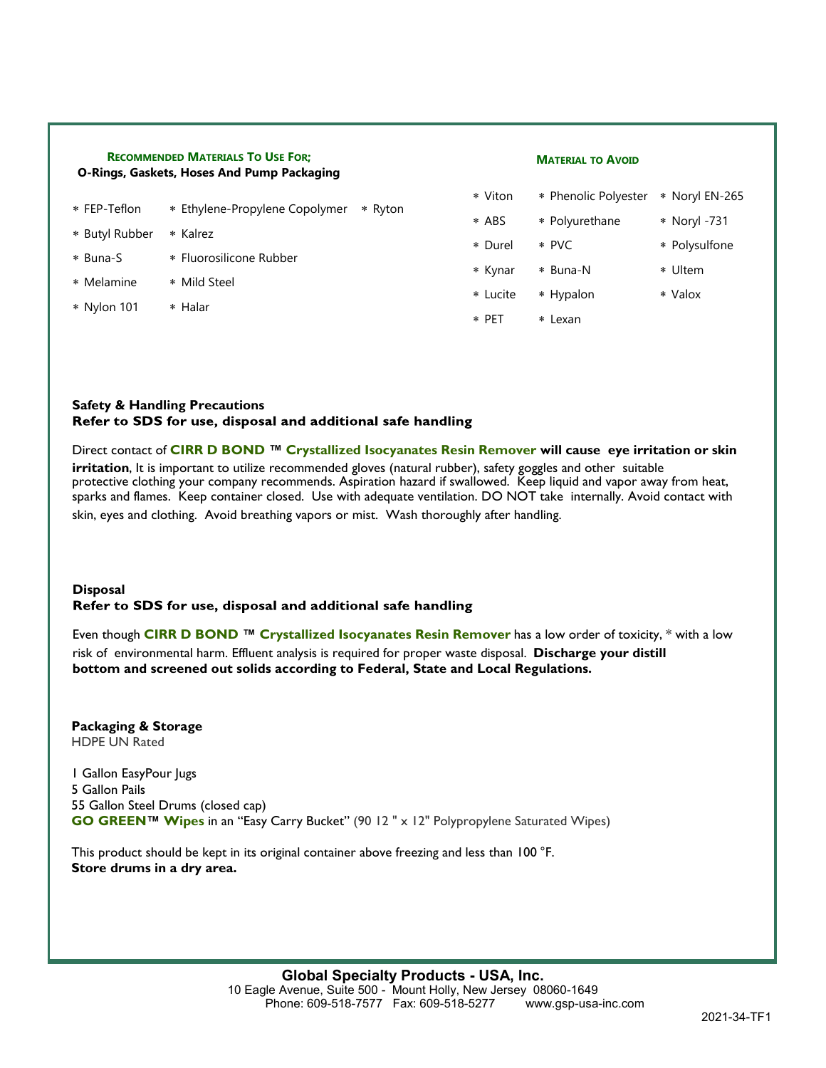**RECOMMENDED MATERIALS TO USE FOR;**
**O-Rings, Gaskets, Hoses And Pump Packaging**

* FEP-Teflon
* Butyl Rubber
* Buna-S
* Melamine
* Nylon 101
* Ethylene-Propylene Copolymer
* Kalrez
* Fluorosilicone Rubber
* Mild Steel
* Halar
* Ryton

**MATERIAL TO AVOID**

* Viton
* ABS
* Durel
* Kynar
* Lucite
* PET
* Phenolic Polyester
* Polyurethane
* PVC
* Buna-N
* Hypalon
* Lexan
* Noryl EN-265
* Noryl -731
* Polysulfone
* Ultem
* Valox

**Safety & Handling Precautions**
**Refer to SDS for use, disposal and additional safe handling**

Direct contact of **CIRR D BOND ™ Crystallized Isocyanates Resin Remover will cause eye irritation or skin irritation**, It is important to utilize recommended gloves (natural rubber), safety goggles and other suitable protective clothing your company recommends. Aspiration hazard if swallowed. Keep liquid and vapor away from heat, sparks and flames. Keep container closed. Use with adequate ventilation. DO NOT take internally. Avoid contact with skin, eyes and clothing. Avoid breathing vapors or mist. Wash thoroughly after handling.

**Disposal**
**Refer to SDS for use, disposal and additional safe handling**

Even though **CIRR D BOND ™ Crystallized Isocyanates Resin Remover** has a low order of toxicity, * with a low risk of environmental harm. Effluent analysis is required for proper waste disposal. **Discharge your distill bottom and screened out solids according to Federal, State and Local Regulations.**

**Packaging & Storage**
HDPE UN Rated

1 Gallon EasyPour Jugs
5 Gallon Pails
55 Gallon Steel Drums (closed cap)
**GO GREEN™ Wipes** in an "Easy Carry Bucket" (90 12 " x 12" Polypropylene Saturated Wipes)

This product should be kept in its original container above freezing and less than 100 °F.
**Store drums in a dry area.**

**Global Specialty Products - USA, Inc.**
10 Eagle Avenue, Suite 500 - Mount Holly, New Jersey 08060-1649
Phone: 609-518-7577 Fax: 609-518-5277 www.gsp-usa-inc.com

2021-34-TF1